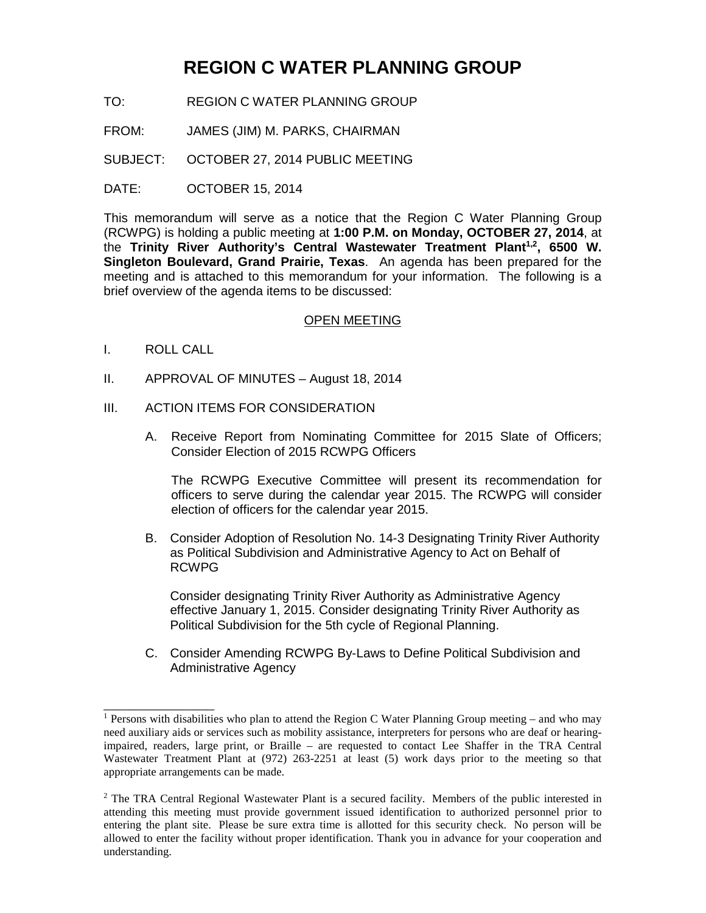# REGION C WATER PLANNING GROUP

TO: REGION C WATER PLANNING GROUP

FROM: JAMES (JIM) M. PARKS, CHAIRMAN

SUBJECT: OCTOBER 27, 2014 PUBLIC MEETING

DATE: OCTOBER 15, 2014

This memorandum will serve as a notice that the Region C Water Planning Group (RCWPG) is holding a public meeting at **1:00 P.M. on Monday, OCTOBER 27, 2014**, at the **Trinity River Authority's Central Wastewater Treatment Plant[1,2], 6500 W. Singleton Boulevard, Grand Prairie, Texas**. An agenda has been prepared for the meeting and is attached to this memorandum for your information. The following is a brief overview of the agenda items to be discussed:

<u>OPEN MEETING</u>

I. ROLL CALL

II. APPROVAL OF MINUTES – August 18, 2014

III. ACTION ITEMS FOR CONSIDERATION

A. Receive Report from Nominating Committee for 2015 Slate of Officers; Consider Election of 2015 RCWPG Officers

The RCWPG Executive Committee will present its recommendation for officers to serve during the calendar year 2015. The RCWPG will consider election of officers for the calendar year 2015.

B. Consider Adoption of Resolution No. 14-3 Designating Trinity River Authority as Political Subdivision and Administrative Agency to Act on Behalf of RCWPG

Consider designating Trinity River Authority as Administrative Agency effective January 1, 2015. Consider designating Trinity River Authority as Political Subdivision for the 5th cycle of Regional Planning.

C. Consider Amending RCWPG By-Laws to Define Political Subdivision and Administrative Agency

---

[1] Persons with disabilities who plan to attend the Region C Water Planning Group meeting – and who may need auxiliary aids or services such as mobility assistance, interpreters for persons who are deaf or hearing-impaired, readers, large print, or Braille – are requested to contact Lee Shaffer in the TRA Central Wastewater Treatment Plant at (972) 263-2251 at least (5) work days prior to the meeting so that appropriate arrangements can be made.

[2] The TRA Central Regional Wastewater Plant is a secured facility. Members of the public interested in attending this meeting must provide government issued identification to authorized personnel prior to entering the plant site. Please be sure extra time is allotted for this security check. No person will be allowed to enter the facility without proper identification. Thank you in advance for your cooperation and understanding.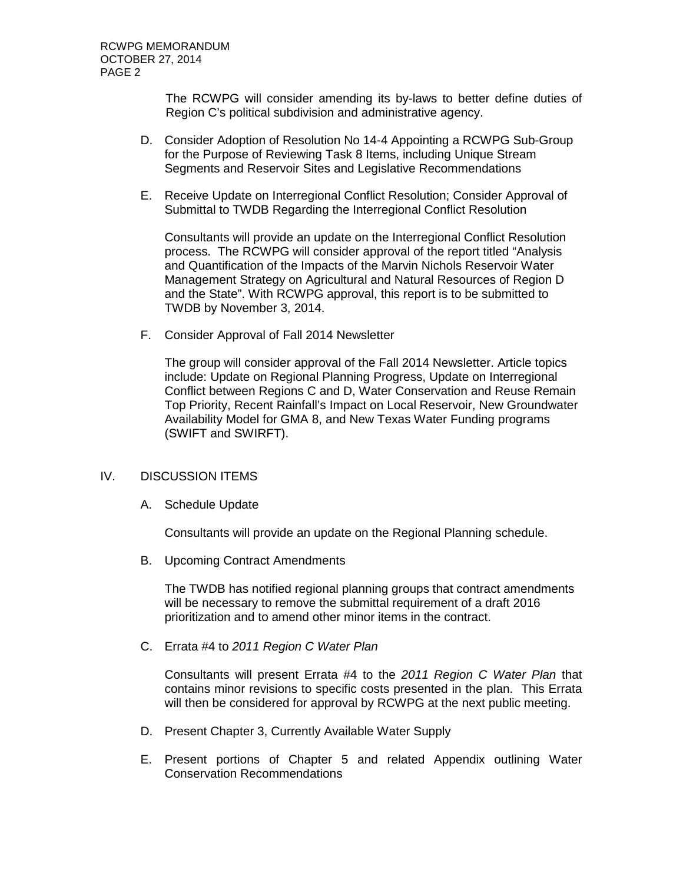The RCWPG will consider amending its by-laws to better define duties of Region C's political subdivision and administrative agency.

D. Consider Adoption of Resolution No 14-4 Appointing a RCWPG Sub-Group for the Purpose of Reviewing Task 8 Items, including Unique Stream Segments and Reservoir Sites and Legislative Recommendations

E. Receive Update on Interregional Conflict Resolution; Consider Approval of Submittal to TWDB Regarding the Interregional Conflict Resolution

   Consultants will provide an update on the Interregional Conflict Resolution process. The RCWPG will consider approval of the report titled "Analysis and Quantification of the Impacts of the Marvin Nichols Reservoir Water Management Strategy on Agricultural and Natural Resources of Region D and the State". With RCWPG approval, this report is to be submitted to TWDB by November 3, 2014.

F. Consider Approval of Fall 2014 Newsletter

   The group will consider approval of the Fall 2014 Newsletter. Article topics include: Update on Regional Planning Progress, Update on Interregional Conflict between Regions C and D, Water Conservation and Reuse Remain Top Priority, Recent Rainfall's Impact on Local Reservoir, New Groundwater Availability Model for GMA 8, and New Texas Water Funding programs (SWIFT and SWIRFT).

## IV. DISCUSSION ITEMS

A. Schedule Update

   Consultants will provide an update on the Regional Planning schedule.

B. Upcoming Contract Amendments

   The TWDB has notified regional planning groups that contract amendments will be necessary to remove the submittal requirement of a draft 2016 prioritization and to amend other minor items in the contract.

C. Errata #4 to *2011 Region C Water Plan*

   Consultants will present Errata #4 to the *2011 Region C Water Plan* that contains minor revisions to specific costs presented in the plan. This Errata will then be considered for approval by RCWPG at the next public meeting.

D. Present Chapter 3, Currently Available Water Supply

E. Present portions of Chapter 5 and related Appendix outlining Water Conservation Recommendations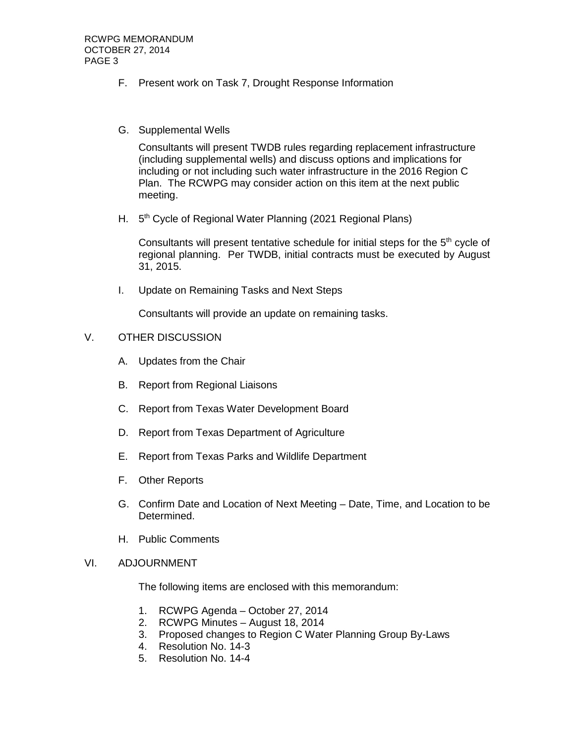F. Present work on Task 7, Drought Response Information

G. Supplemental Wells

   Consultants will present TWDB rules regarding replacement infrastructure (including supplemental wells) and discuss options and implications for including or not including such water infrastructure in the 2016 Region C Plan. The RCWPG may consider action on this item at the next public meeting.

H. 5th Cycle of Regional Water Planning (2021 Regional Plans)

   Consultants will present tentative schedule for initial steps for the 5th cycle of regional planning. Per TWDB, initial contracts must be executed by August 31, 2015.

I. Update on Remaining Tasks and Next Steps

   Consultants will provide an update on remaining tasks.

V. OTHER DISCUSSION

   A. Updates from the Chair

   B. Report from Regional Liaisons

   C. Report from Texas Water Development Board

   D. Report from Texas Department of Agriculture

   E. Report from Texas Parks and Wildlife Department

   F. Other Reports

   G. Confirm Date and Location of Next Meeting – Date, Time, and Location to be Determined.

   H. Public Comments

VI. ADJOURNMENT

The following items are enclosed with this memorandum:

1. RCWPG Agenda – October 27, 2014
2. RCWPG Minutes – August 18, 2014
3. Proposed changes to Region C Water Planning Group By-Laws
4. Resolution No. 14-3
5. Resolution No. 14-4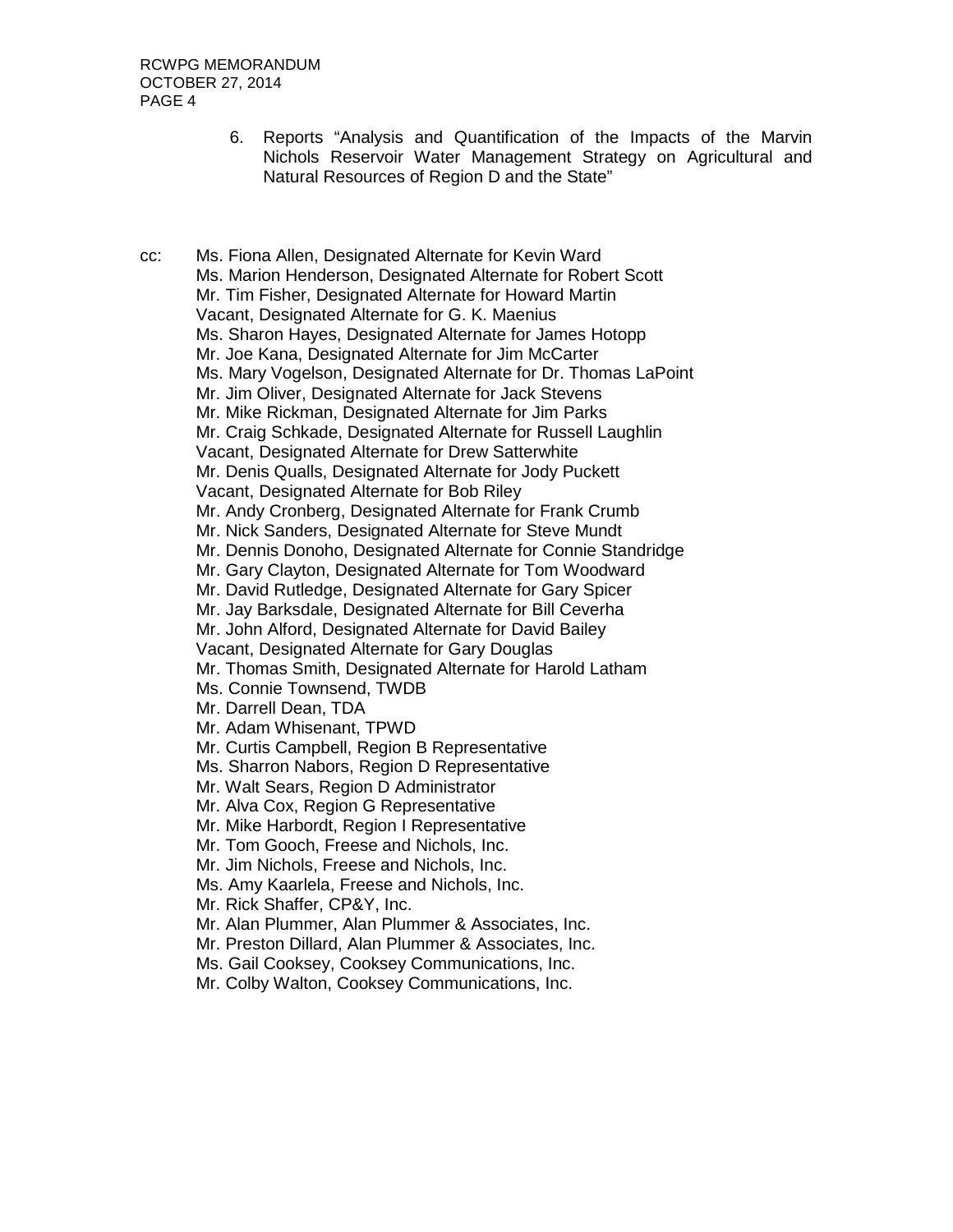6. Reports "Analysis and Quantification of the Impacts of the Marvin Nichols Reservoir Water Management Strategy on Agricultural and Natural Resources of Region D and the State"

cc: Ms. Fiona Allen, Designated Alternate for Kevin Ward
Ms. Marion Henderson, Designated Alternate for Robert Scott
Mr. Tim Fisher, Designated Alternate for Howard Martin
Vacant, Designated Alternate for G. K. Maenius
Ms. Sharon Hayes, Designated Alternate for James Hotopp
Mr. Joe Kana, Designated Alternate for Jim McCarter
Ms. Mary Vogelson, Designated Alternate for Dr. Thomas LaPoint
Mr. Jim Oliver, Designated Alternate for Jack Stevens
Mr. Mike Rickman, Designated Alternate for Jim Parks
Mr. Craig Schkade, Designated Alternate for Russell Laughlin
Vacant, Designated Alternate for Drew Satterwhite
Mr. Denis Qualls, Designated Alternate for Jody Puckett
Vacant, Designated Alternate for Bob Riley
Mr. Andy Cronberg, Designated Alternate for Frank Crumb
Mr. Nick Sanders, Designated Alternate for Steve Mundt
Mr. Dennis Donoho, Designated Alternate for Connie Standridge
Mr. Gary Clayton, Designated Alternate for Tom Woodward
Mr. David Rutledge, Designated Alternate for Gary Spicer
Mr. Jay Barksdale, Designated Alternate for Bill Ceverha
Mr. John Alford, Designated Alternate for David Bailey
Vacant, Designated Alternate for Gary Douglas
Mr. Thomas Smith, Designated Alternate for Harold Latham
Ms. Connie Townsend, TWDB
Mr. Darrell Dean, TDA
Mr. Adam Whisenant, TPWD
Mr. Curtis Campbell, Region B Representative
Ms. Sharron Nabors, Region D Representative
Mr. Walt Sears, Region D Administrator
Mr. Alva Cox, Region G Representative
Mr. Mike Harbordt, Region I Representative
Mr. Tom Gooch, Freese and Nichols, Inc.
Mr. Jim Nichols, Freese and Nichols, Inc.
Ms. Amy Kaarlela, Freese and Nichols, Inc.
Mr. Rick Shaffer, CP&Y, Inc.
Mr. Alan Plummer, Alan Plummer & Associates, Inc.
Mr. Preston Dillard, Alan Plummer & Associates, Inc.
Ms. Gail Cooksey, Cooksey Communications, Inc.
Mr. Colby Walton, Cooksey Communications, Inc.